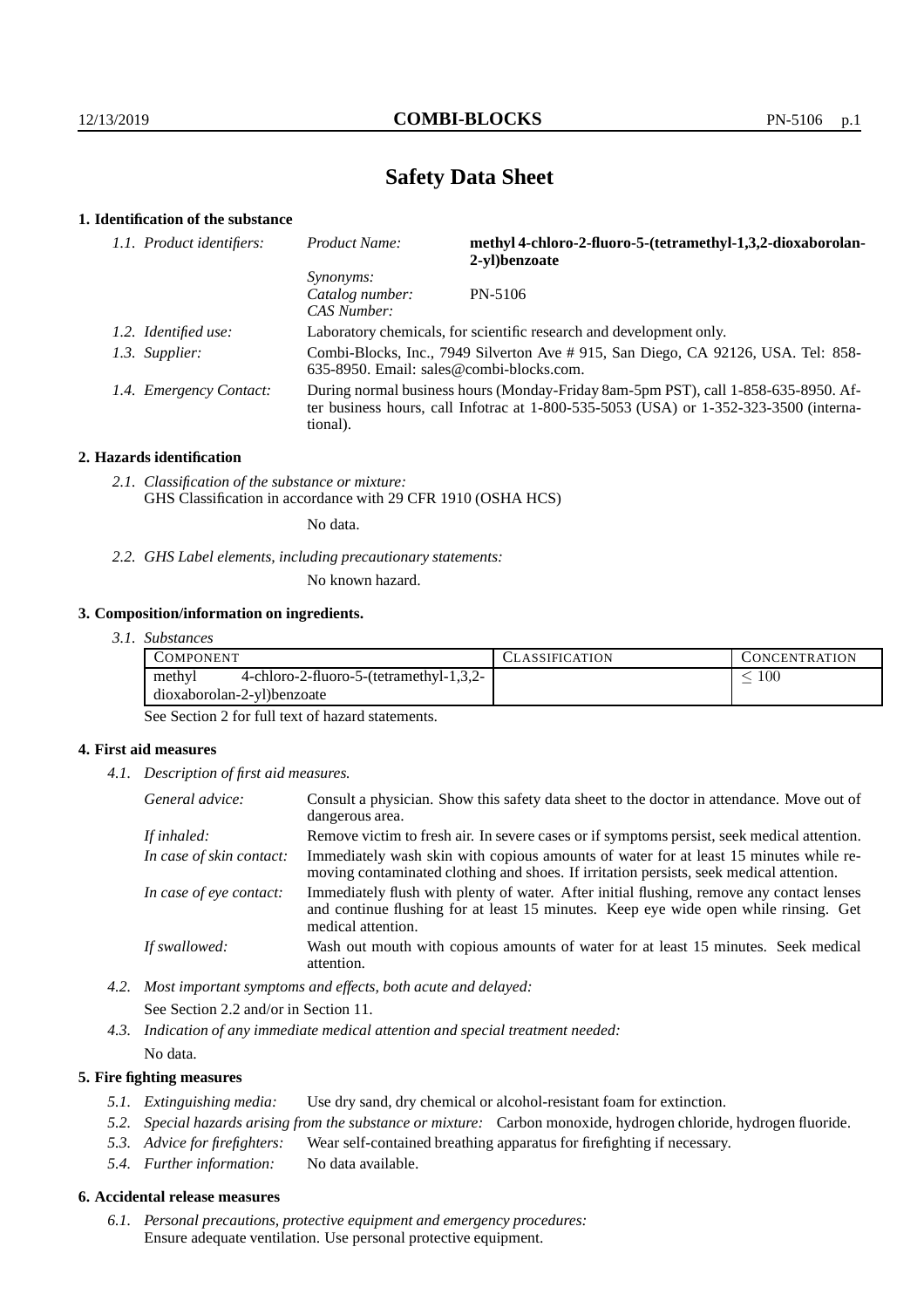# Safety Data Sheet

## 1. Identification of the substance

| *1.1. Product identifiers:* | *Product Name:* | **methyl 4-chloro-2-fluoro-5-(tetramethyl-1,3,2-dioxaborolan-2-yl)benzoate** |
|---|---|---|
| | *Synonyms:* | |
| | *Catalog number:* | PN-5106 |
| | *CAS Number:* | |

*1.2. Identified use:* Laboratory chemicals, for scientific research and development only.

*1.3. Supplier:* Combi-Blocks, Inc., 7949 Silverton Ave # 915, San Diego, CA 92126, USA. Tel: 858-635-8950. Email: sales@combi-blocks.com.

*1.4. Emergency Contact:* During normal business hours (Monday-Friday 8am-5pm PST), call 1-858-635-8950. After business hours, call Infotrac at 1-800-535-5053 (USA) or 1-352-323-3500 (international).

## 2. Hazards identification

*2.1. Classification of the substance or mixture:*
GHS Classification in accordance with 29 CFR 1910 (OSHA HCS)

No data.

*2.2. GHS Label elements, including precautionary statements:*

No known hazard.

## 3. Composition/information on ingredients.

*3.1. Substances*

| COMPONENT | CLASSIFICATION | CONCENTRATION |
|---|---|---|
| methyl 4-chloro-2-fluoro-5-(tetramethyl-1,3,2-dioxaborolan-2-yl)benzoate | | $\leq 100$ |

See Section 2 for full text of hazard statements.

## 4. First aid measures

*4.1. Description of first aid measures.*

*General advice:* Consult a physician. Show this safety data sheet to the doctor in attendance. Move out of dangerous area.

*If inhaled:* Remove victim to fresh air. In severe cases or if symptoms persist, seek medical attention.

*In case of skin contact:* Immediately wash skin with copious amounts of water for at least 15 minutes while removing contaminated clothing and shoes. If irritation persists, seek medical attention.

*In case of eye contact:* Immediately flush with plenty of water. After initial flushing, remove any contact lenses and continue flushing for at least 15 minutes. Keep eye wide open while rinsing. Get medical attention.

*If swallowed:* Wash out mouth with copious amounts of water for at least 15 minutes. Seek medical attention.

*4.2. Most important symptoms and effects, both acute and delayed:*

See Section 2.2 and/or in Section 11.

*4.3. Indication of any immediate medical attention and special treatment needed:*

No data.

## 5. Fire fighting measures

*5.1. Extinguishing media:* Use dry sand, dry chemical or alcohol-resistant foam for extinction.

*5.2. Special hazards arising from the substance or mixture:* Carbon monoxide, hydrogen chloride, hydrogen fluoride.

*5.3. Advice for firefighters:* Wear self-contained breathing apparatus for firefighting if necessary.

*5.4. Further information:* No data available.

## 6. Accidental release measures

*6.1. Personal precautions, protective equipment and emergency procedures:*
Ensure adequate ventilation. Use personal protective equipment.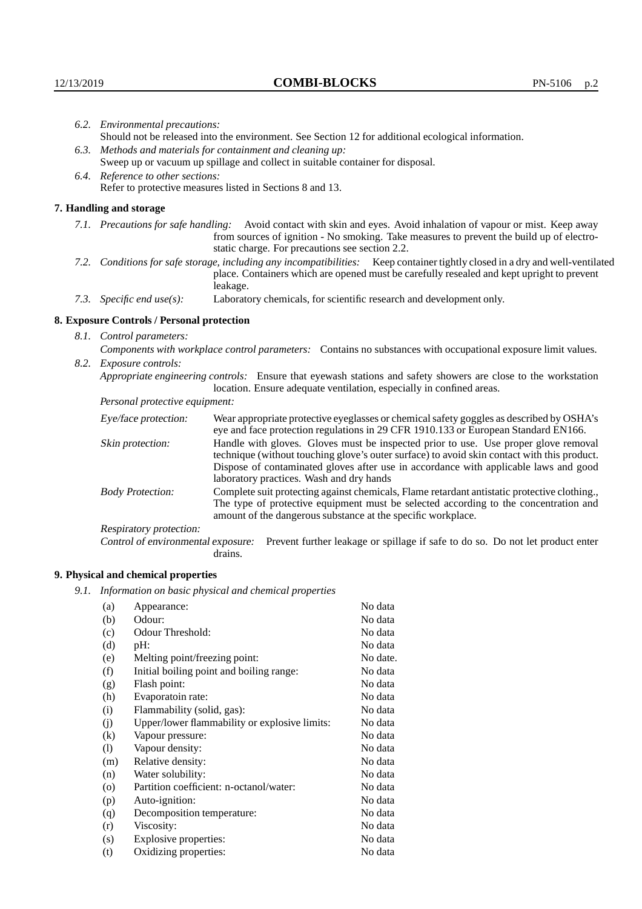*6.2. Environmental precautions:*
Should not be released into the environment. See Section 12 for additional ecological information.

*6.3. Methods and materials for containment and cleaning up:*
Sweep up or vacuum up spillage and collect in suitable container for disposal.

*6.4. Reference to other sections:*
Refer to protective measures listed in Sections 8 and 13.

## 7. Handling and storage

*7.1. Precautions for safe handling:* Avoid contact with skin and eyes. Avoid inhalation of vapour or mist. Keep away from sources of ignition - No smoking. Take measures to prevent the build up of electrostatic charge. For precautions see section 2.2.

*7.2. Conditions for safe storage, including any incompatibilities:* Keep container tightly closed in a dry and well-ventilated place. Containers which are opened must be carefully resealed and kept upright to prevent leakage.

*7.3. Specific end use(s):* Laboratory chemicals, for scientific research and development only.

## 8. Exposure Controls / Personal protection

*8.1. Control parameters:*
*Components with workplace control parameters:* Contains no substances with occupational exposure limit values.

*8.2. Exposure controls:*
*Appropriate engineering controls:* Ensure that eyewash stations and safety showers are close to the workstation location. Ensure adequate ventilation, especially in confined areas.

*Personal protective equipment:*

*Eye/face protection:* Wear appropriate protective eyeglasses or chemical safety goggles as described by OSHA's eye and face protection regulations in 29 CFR 1910.133 or European Standard EN166.

*Skin protection:* Handle with gloves. Gloves must be inspected prior to use. Use proper glove removal technique (without touching glove's outer surface) to avoid skin contact with this product. Dispose of contaminated gloves after use in accordance with applicable laws and good laboratory practices. Wash and dry hands

*Body Protection:* Complete suit protecting against chemicals, Flame retardant antistatic protective clothing., The type of protective equipment must be selected according to the concentration and amount of the dangerous substance at the specific workplace.

*Respiratory protection:*

*Control of environmental exposure:* Prevent further leakage or spillage if safe to do so. Do not let product enter drains.

## 9. Physical and chemical properties

*9.1. Information on basic physical and chemical properties*

| | | |
|---|---|---|
| (a) | Appearance: | No data |
| (b) | Odour: | No data |
| (c) | Odour Threshold: | No data |
| (d) | pH: | No data |
| (e) | Melting point/freezing point: | No date. |
| (f) | Initial boiling point and boiling range: | No data |
| (g) | Flash point: | No data |
| (h) | Evaporatoin rate: | No data |
| (i) | Flammability (solid, gas): | No data |
| (j) | Upper/lower flammability or explosive limits: | No data |
| (k) | Vapour pressure: | No data |
| (l) | Vapour density: | No data |
| (m) | Relative density: | No data |
| (n) | Water solubility: | No data |
| (o) | Partition coefficient: n-octanol/water: | No data |
| (p) | Auto-ignition: | No data |
| (q) | Decomposition temperature: | No data |
| (r) | Viscosity: | No data |
| (s) | Explosive properties: | No data |
| (t) | Oxidizing properties: | No data |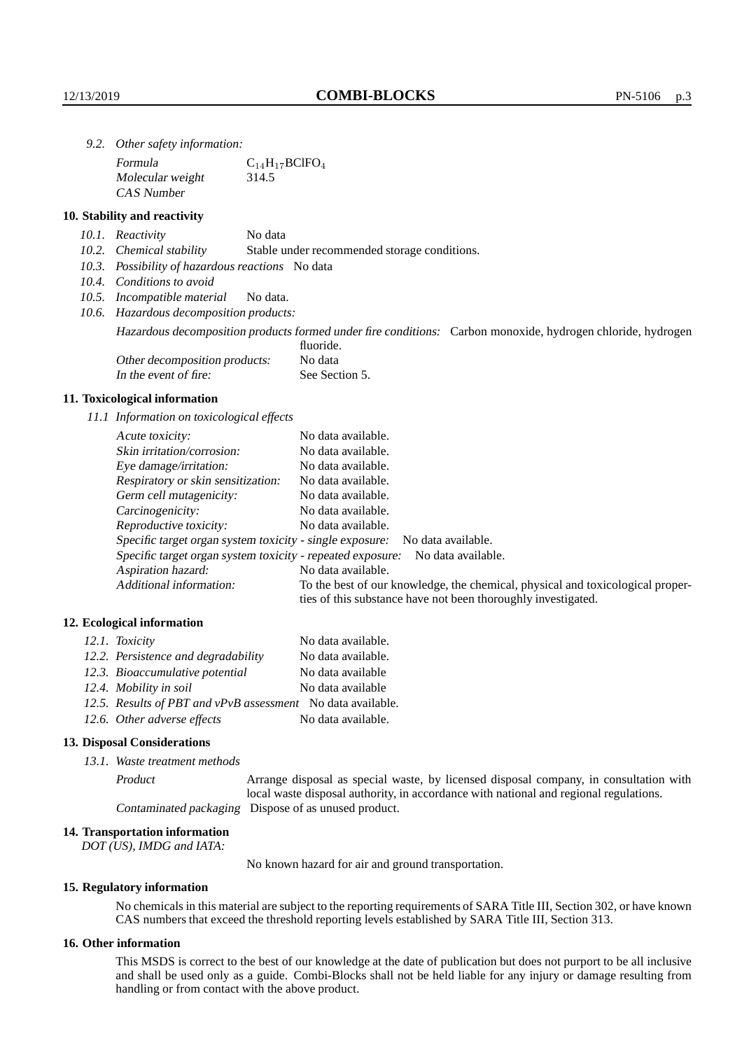*9.2. Other safety information:*

| | |
|---|---|
| *Formula* | $C_{14}H_{17}BClFO_4$ |
| *Molecular weight* | 314.5 |
| *CAS Number* | |

## 10. Stability and reactivity

*10.1. Reactivity* No data

*10.2. Chemical stability* Stable under recommended storage conditions.

*10.3. Possibility of hazardous reactions* No data

*10.4. Conditions to avoid*

*10.5. Incompatible material* No data.

*10.6. Hazardous decomposition products:*

*Hazardous decomposition products formed under fire conditions:* Carbon monoxide, hydrogen chloride, hydrogen fluoride.

*Other decomposition products:* No data

*In the event of fire:* See Section 5.

## 11. Toxicological information

*11.1 Information on toxicological effects*

| | |
|---|---|
| *Acute toxicity:* | No data available. |
| *Skin irritation/corrosion:* | No data available. |
| *Eye damage/irritation:* | No data available. |
| *Respiratory or skin sensitization:* | No data available. |
| *Germ cell mutagenicity:* | No data available. |
| *Carcinogenicity:* | No data available. |
| *Reproductive toxicity:* | No data available. |
| *Specific target organ system toxicity - single exposure:* | No data available. |
| *Specific target organ system toxicity - repeated exposure:* | No data available. |
| *Aspiration hazard:* | No data available. |
| *Additional information:* | To the best of our knowledge, the chemical, physical and toxicological properties of this substance have not been thoroughly investigated. |

## 12. Ecological information

| | |
|---|---|
| *12.1. Toxicity* | No data available. |
| *12.2. Persistence and degradability* | No data available. |
| *12.3. Bioaccumulative potential* | No data available |
| *12.4. Mobility in soil* | No data available |
| *12.5. Results of PBT and vPvB assessment* | No data available. |
| *12.6. Other adverse effects* | No data available. |

## 13. Disposal Considerations

*13.1. Waste treatment methods*

*Product* Arrange disposal as special waste, by licensed disposal company, in consultation with local waste disposal authority, in accordance with national and regional regulations.

*Contaminated packaging* Dispose of as unused product.

## 14. Transportation information

*DOT (US), IMDG and IATA:*

No known hazard for air and ground transportation.

## 15. Regulatory information

No chemicals in this material are subject to the reporting requirements of SARA Title III, Section 302, or have known CAS numbers that exceed the threshold reporting levels established by SARA Title III, Section 313.

## 16. Other information

This MSDS is correct to the best of our knowledge at the date of publication but does not purport to be all inclusive and shall be used only as a guide. Combi-Blocks shall not be held liable for any injury or damage resulting from handling or from contact with the above product.